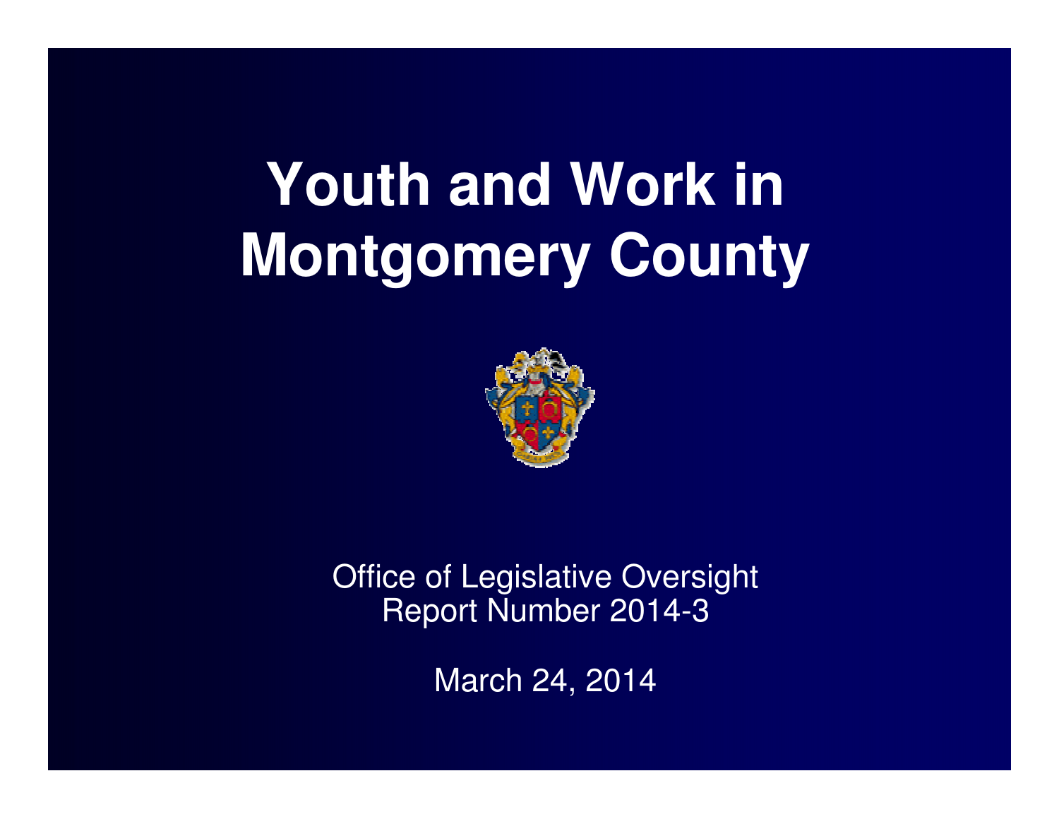# Youth and Work in Montgomery County

Office of Legislative Oversight
Report Number 2014-3

March 24, 2014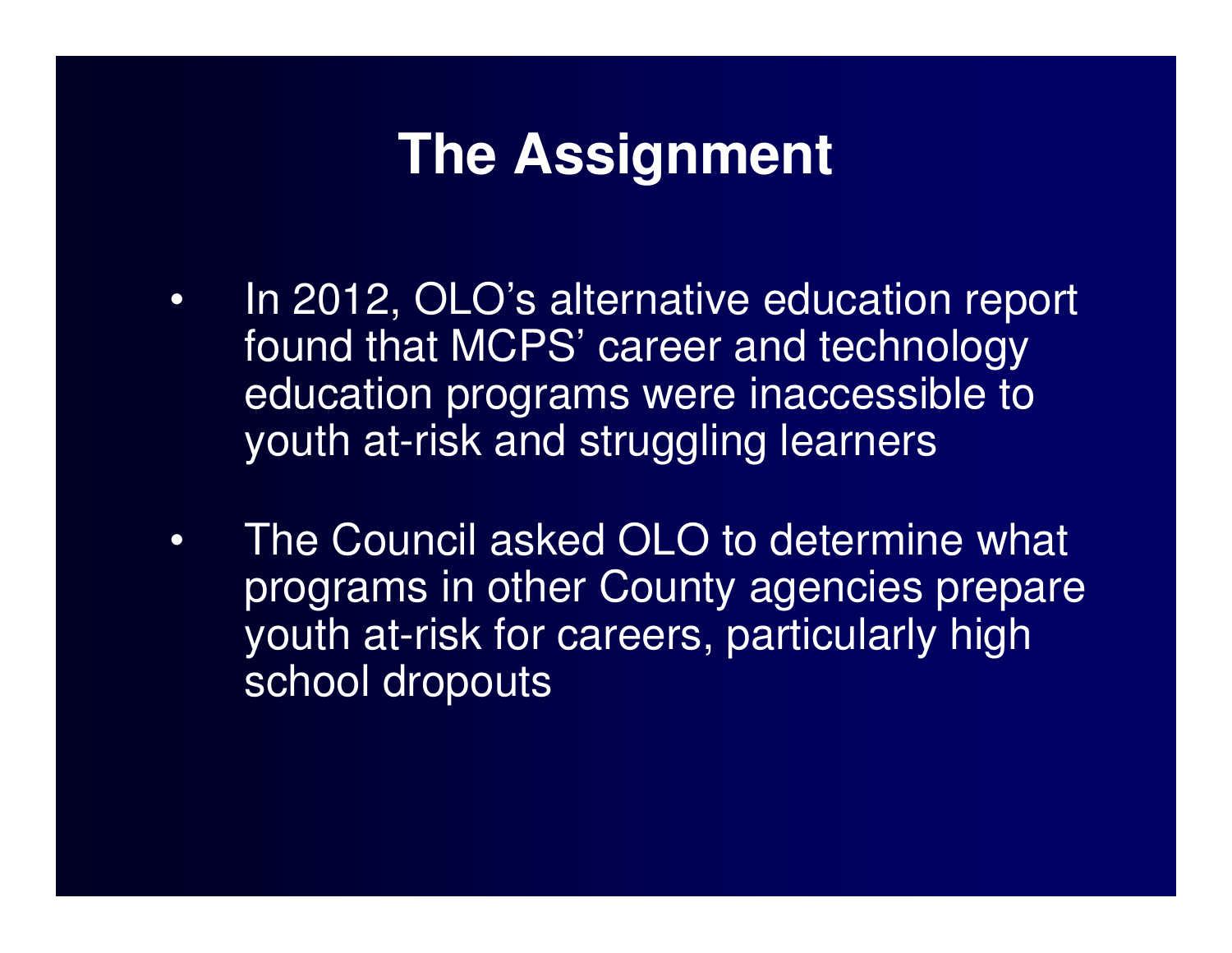# The Assignment

- In 2012, OLO's alternative education report found that MCPS' career and technology education programs were inaccessible to youth at-risk and struggling learners
- The Council asked OLO to determine what programs in other County agencies prepare youth at-risk for careers, particularly high school dropouts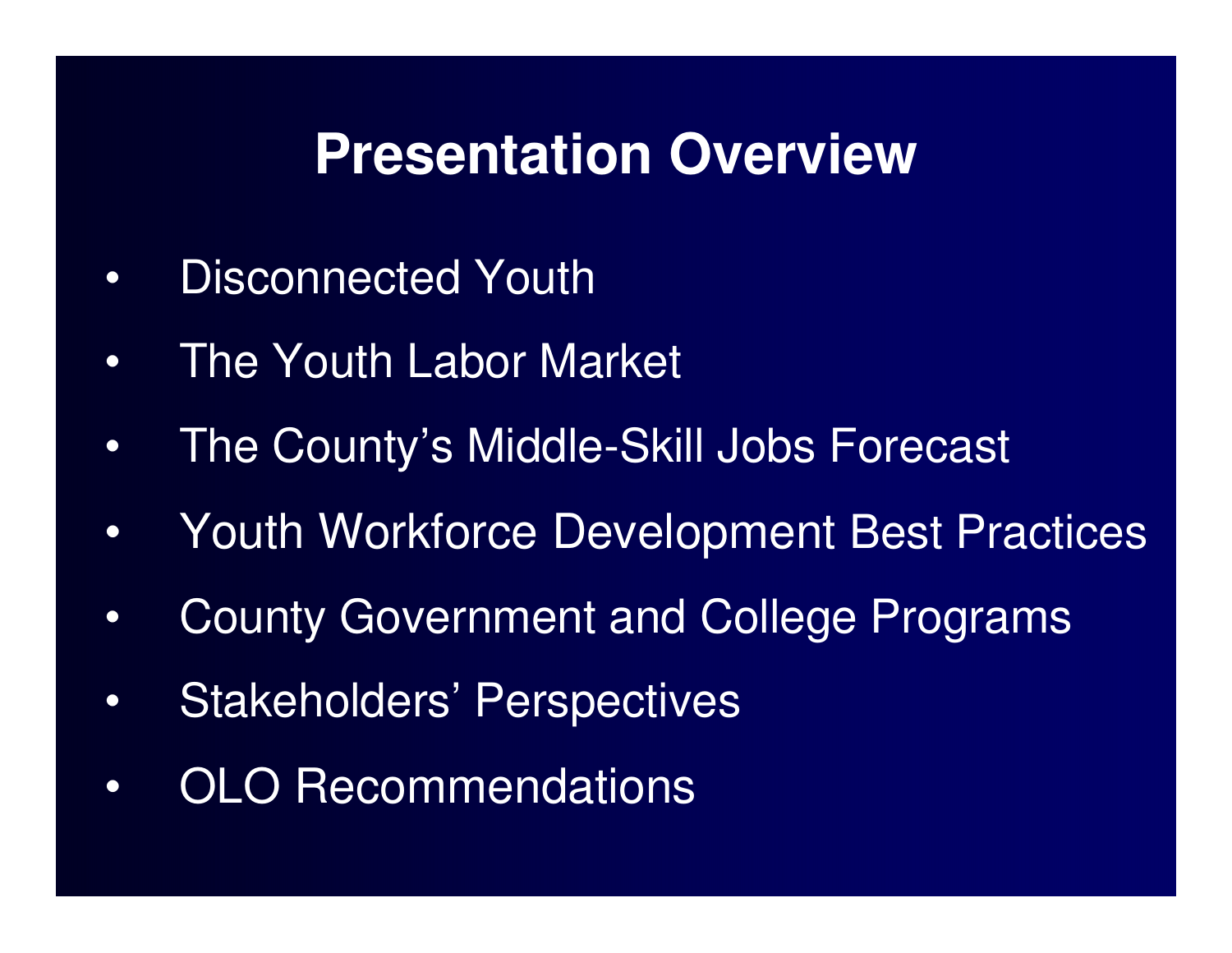# Presentation Overview

- Disconnected Youth
- The Youth Labor Market
- The County's Middle-Skill Jobs Forecast
- Youth Workforce Development Best Practices
- County Government and College Programs
- Stakeholders' Perspectives
- OLO Recommendations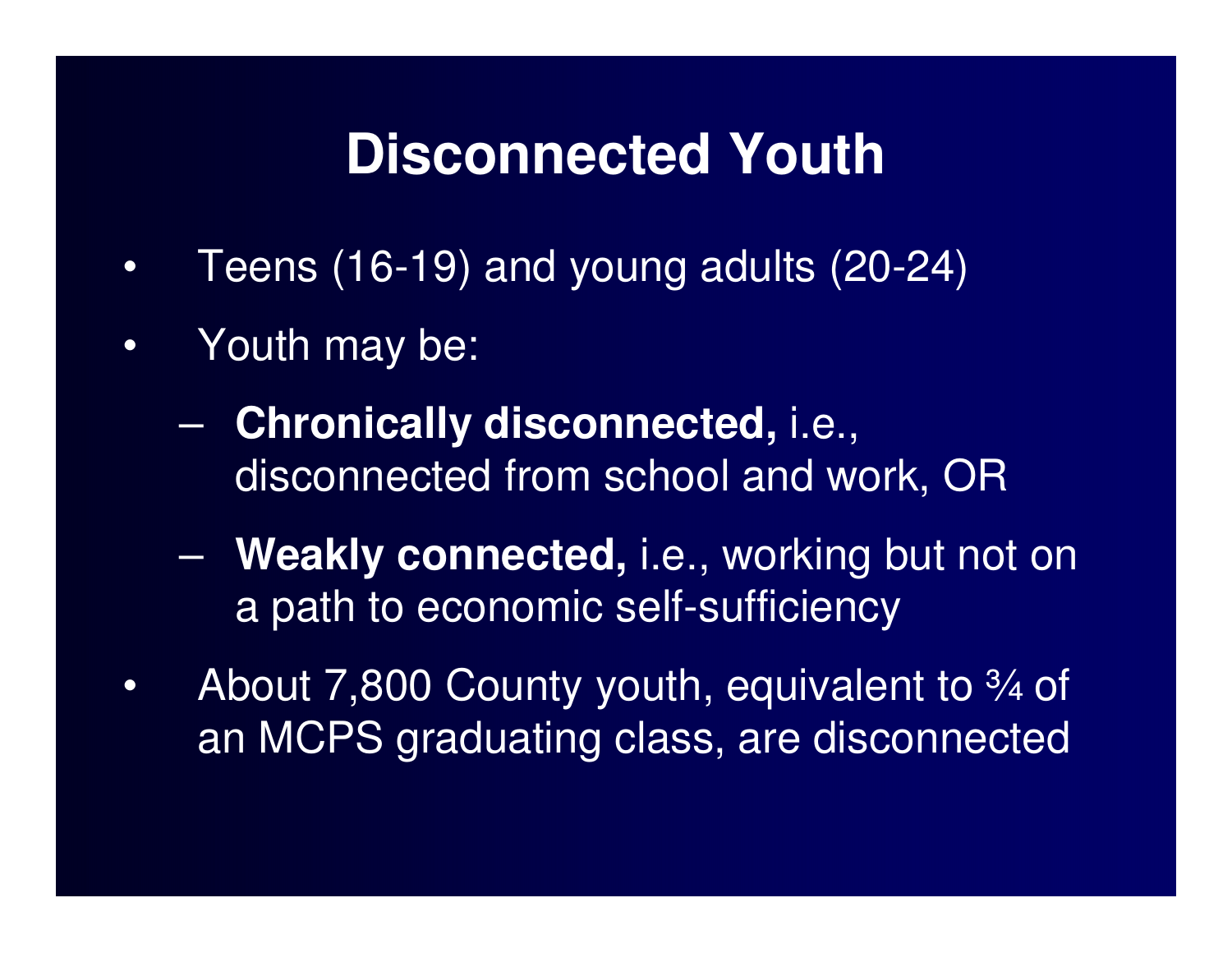# Disconnected Youth

- Teens (16-19) and young adults (20-24)
- Youth may be:
  - **Chronically disconnected,** i.e., disconnected from school and work, OR
  - **Weakly connected,** i.e., working but not on a path to economic self-sufficiency
- About 7,800 County youth, equivalent to ¾ of an MCPS graduating class, are disconnected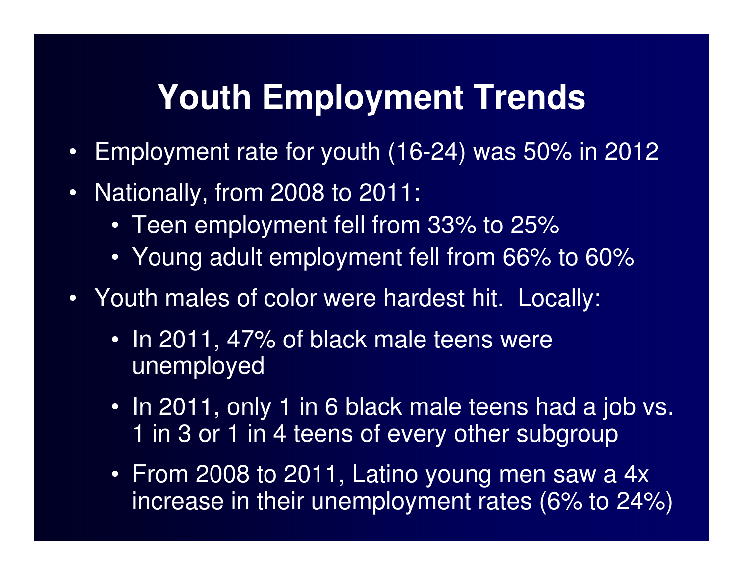# Youth Employment Trends

- Employment rate for youth (16-24) was 50% in 2012
- Nationally, from 2008 to 2011:
  - Teen employment fell from 33% to 25%
  - Young adult employment fell from 66% to 60%
- Youth males of color were hardest hit. Locally:
  - In 2011, 47% of black male teens were unemployed
  - In 2011, only 1 in 6 black male teens had a job vs. 1 in 3 or 1 in 4 teens of every other subgroup
  - From 2008 to 2011, Latino young men saw a 4x increase in their unemployment rates (6% to 24%)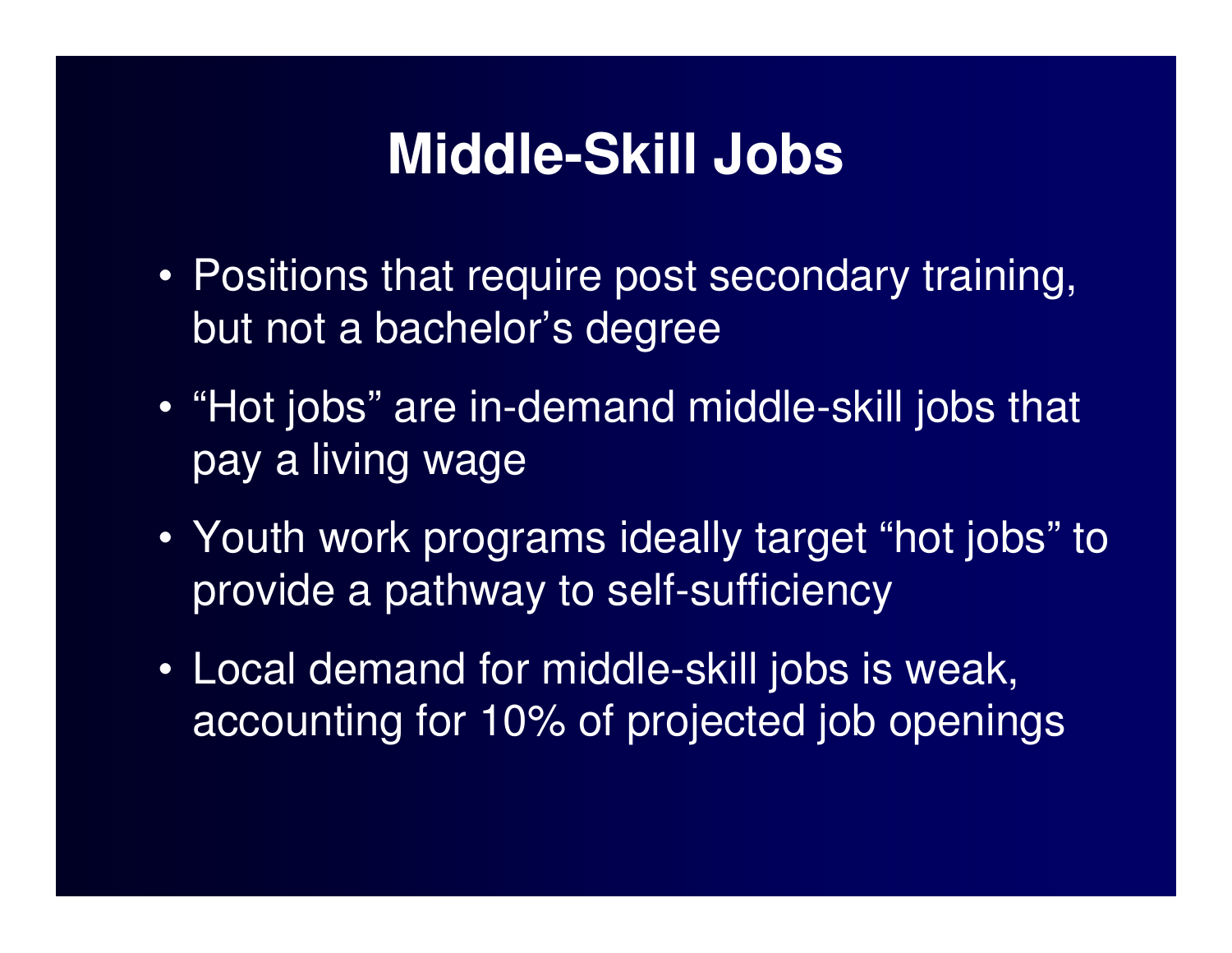# Middle-Skill Jobs

- Positions that require post secondary training, but not a bachelor's degree
- "Hot jobs" are in-demand middle-skill jobs that pay a living wage
- Youth work programs ideally target "hot jobs" to provide a pathway to self-sufficiency
- Local demand for middle-skill jobs is weak, accounting for 10% of projected job openings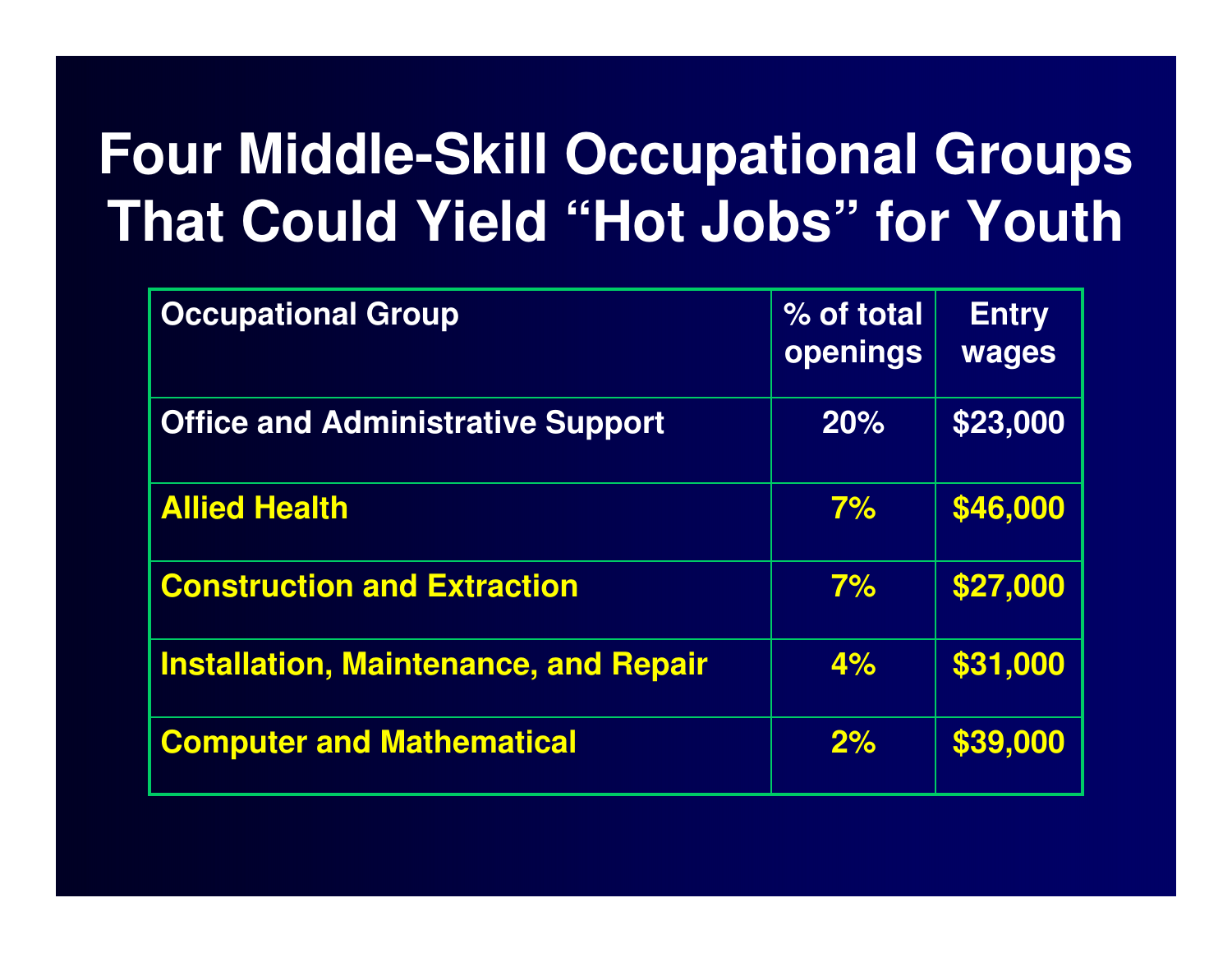# Four Middle-Skill Occupational Groups That Could Yield "Hot Jobs" for Youth

| Occupational Group | % of total openings | Entry wages |
| --- | --- | --- |
| Office and Administrative Support | 20% | $23,000 |
| Allied Health | 7% | $46,000 |
| Construction and Extraction | 7% | $27,000 |
| Installation, Maintenance, and Repair | 4% | $31,000 |
| Computer and Mathematical | 2% | $39,000 |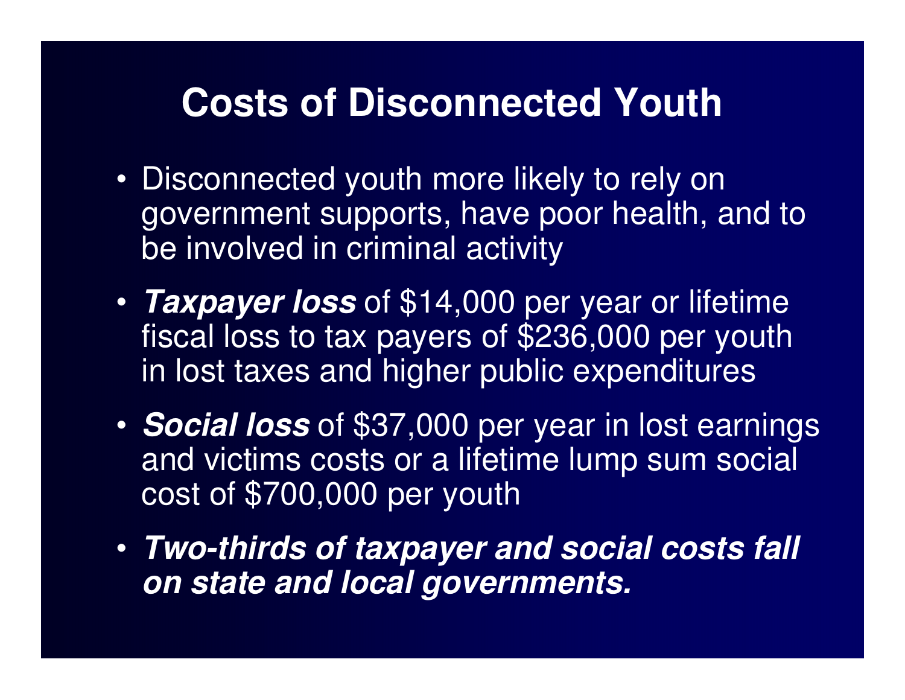# Costs of Disconnected Youth

- Disconnected youth more likely to rely on government supports, have poor health, and to be involved in criminal activity
- ***Taxpayer loss*** of $14,000 per year or lifetime fiscal loss to tax payers of $236,000 per youth in lost taxes and higher public expenditures
- ***Social loss*** of $37,000 per year in lost earnings and victims costs or a lifetime lump sum social cost of $700,000 per youth
- ***Two-thirds of taxpayer and social costs fall on state and local governments.***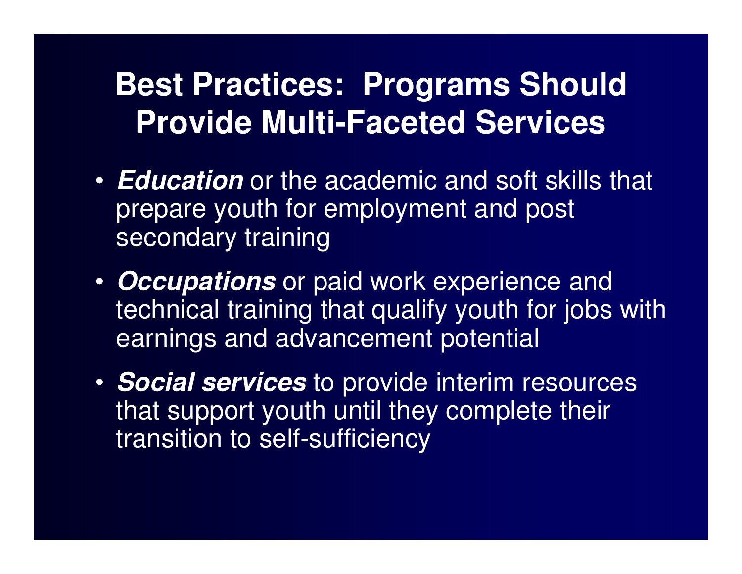# Best Practices: Programs Should Provide Multi-Faceted Services

- ***Education*** or the academic and soft skills that prepare youth for employment and post secondary training
- ***Occupations*** or paid work experience and technical training that qualify youth for jobs with earnings and advancement potential
- ***Social services*** to provide interim resources that support youth until they complete their transition to self-sufficiency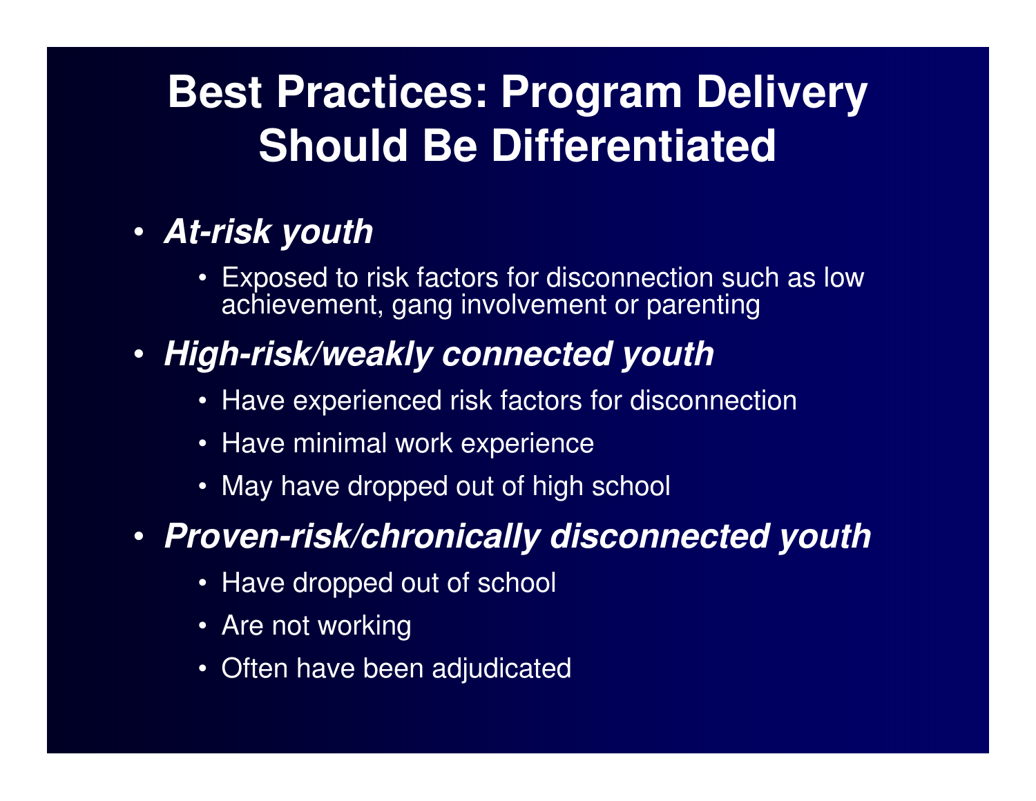# Best Practices: Program Delivery Should Be Differentiated

- ***At-risk youth***
  - Exposed to risk factors for disconnection such as low achievement, gang involvement or parenting
- ***High-risk/weakly connected youth***
  - Have experienced risk factors for disconnection
  - Have minimal work experience
  - May have dropped out of high school
- ***Proven-risk/chronically disconnected youth***
  - Have dropped out of school
  - Are not working
  - Often have been adjudicated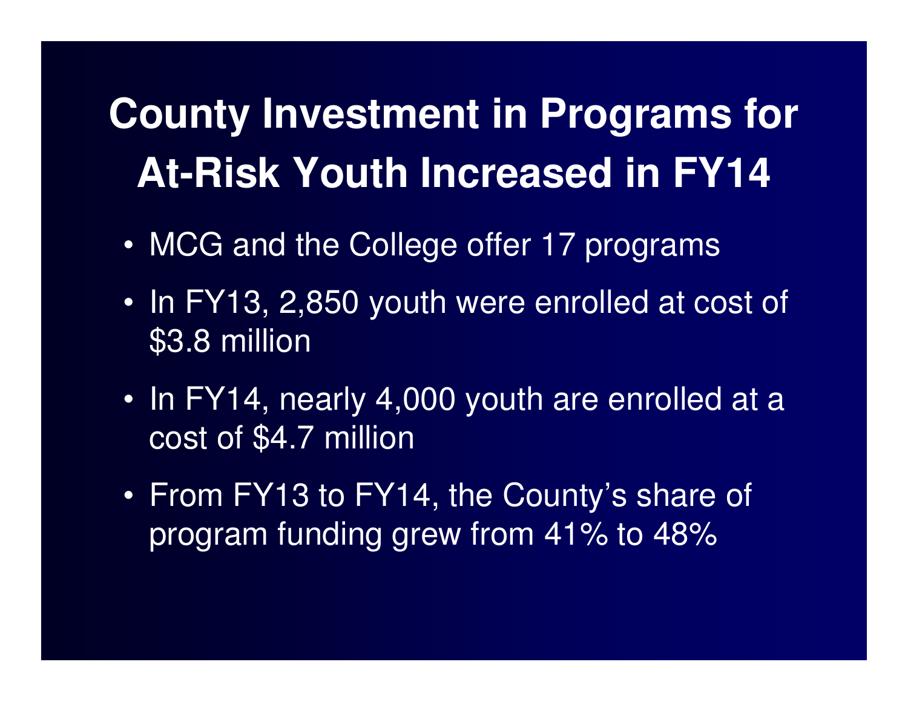# County Investment in Programs for At-Risk Youth Increased in FY14

- MCG and the College offer 17 programs
- In FY13, 2,850 youth were enrolled at cost of $3.8 million
- In FY14, nearly 4,000 youth are enrolled at a cost of $4.7 million
- From FY13 to FY14, the County's share of program funding grew from 41% to 48%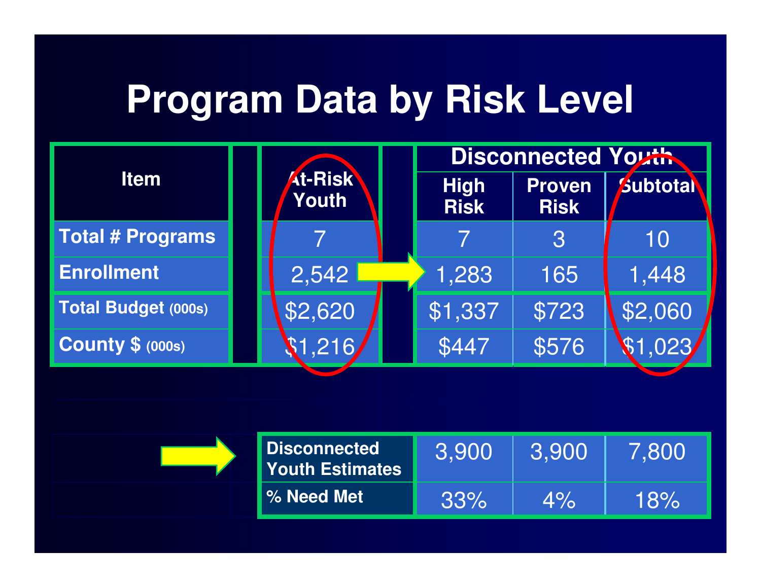# Program Data by Risk Level

| Item | At-Risk Youth | Disconnected Youth | | |
|---|---|---|---|---|
| | | High Risk | Proven Risk | Subtotal |
| **Total # Programs** | 7 | 7 | 3 | 10 |
| **Enrollment** | 2,542 | 1,283 | 165 | 1,448 |
| **Total Budget (000s)** | $2,620 | $1,337 | $723 | $2,060 |
| **County $ (000s)** | $1,216 | $447 | $576 | $1,023 |

| | High Risk | Proven Risk | Subtotal |
|---|---|---|---|
| **Disconnected Youth Estimates** | 3,900 | 3,900 | 7,800 |
| **% Need Met** | 33% | 4% | 18% |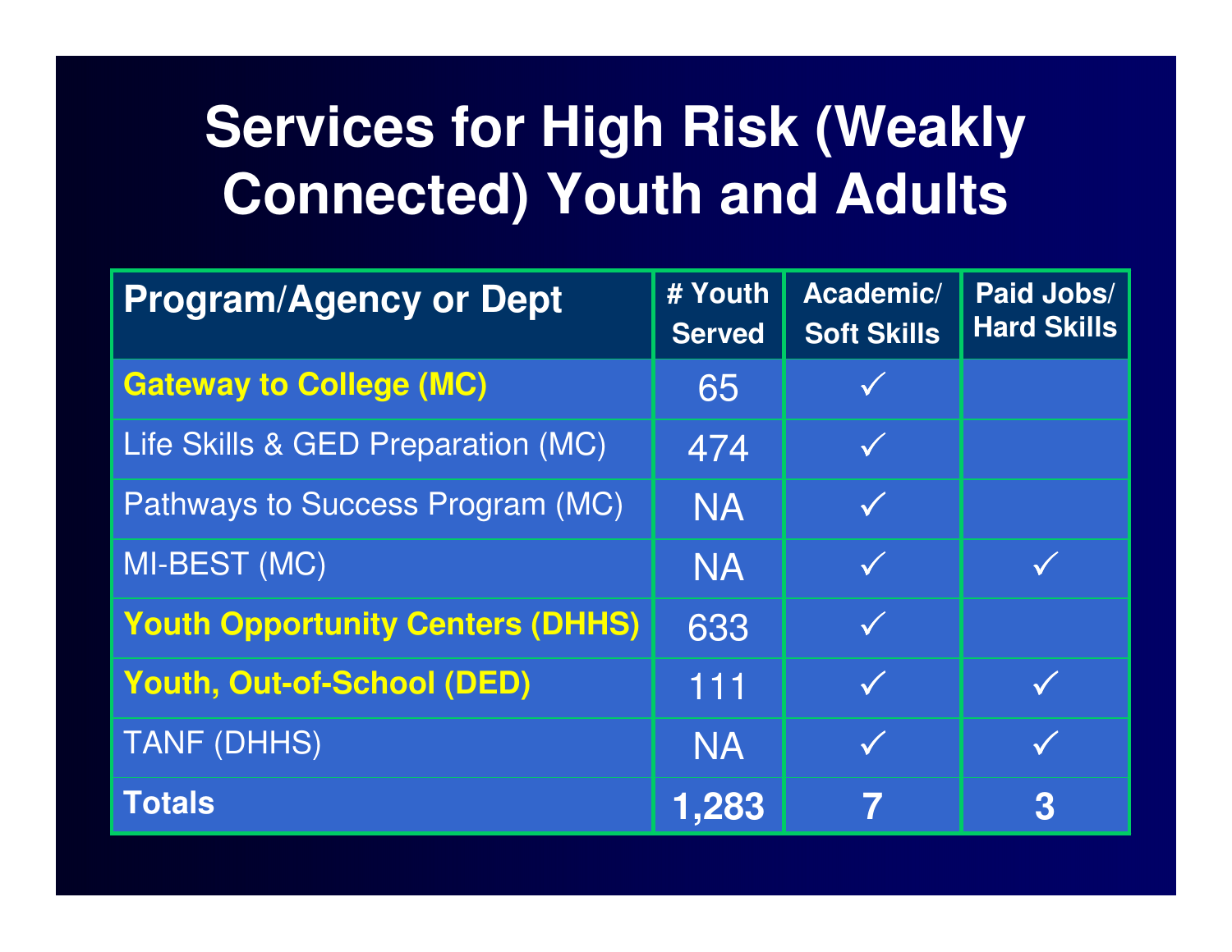# Services for High Risk (Weakly Connected) Youth and Adults

| Program/Agency or Dept | # Youth Served | Academic/ Soft Skills | Paid Jobs/ Hard Skills |
|---|---|---|---|
| **Gateway to College (MC)** | 65 | ✓ | |
| Life Skills & GED Preparation (MC) | 474 | ✓ | |
| Pathways to Success Program (MC) | NA | ✓ | |
| MI-BEST (MC) | NA | ✓ | ✓ |
| **Youth Opportunity Centers (DHHS)** | 633 | ✓ | |
| **Youth, Out-of-School (DED)** | 111 | ✓ | ✓ |
| TANF (DHHS) | NA | ✓ | ✓ |
| **Totals** | **1,283** | **7** | **3** |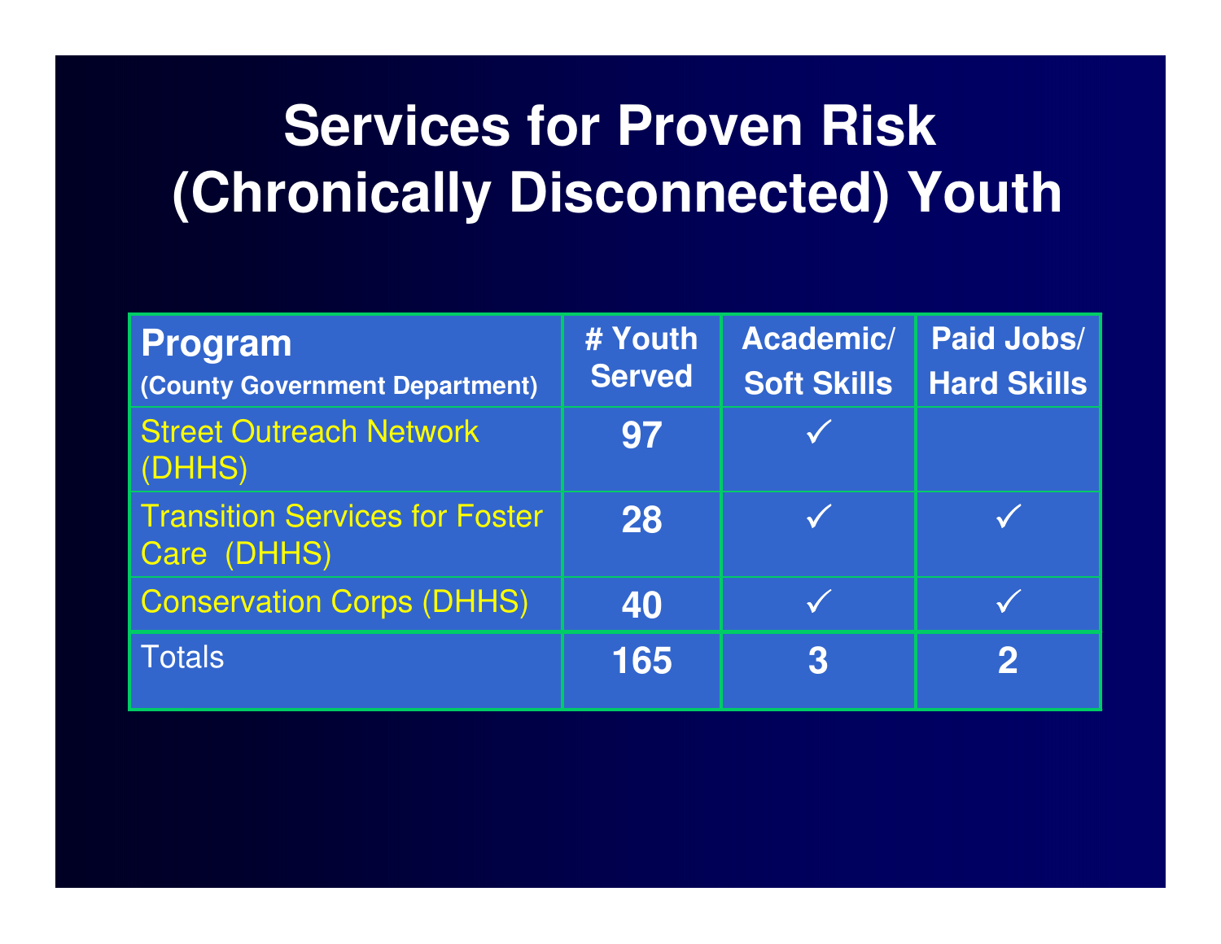# Services for Proven Risk (Chronically Disconnected) Youth

| Program (County Government Department) | # Youth Served | Academic/ Soft Skills | Paid Jobs/ Hard Skills |
|---|---|---|---|
| Street Outreach Network (DHHS) | 97 | ✓ | |
| Transition Services for Foster Care (DHHS) | 28 | ✓ | ✓ |
| Conservation Corps (DHHS) | 40 | ✓ | ✓ |
| Totals | 165 | 3 | 2 |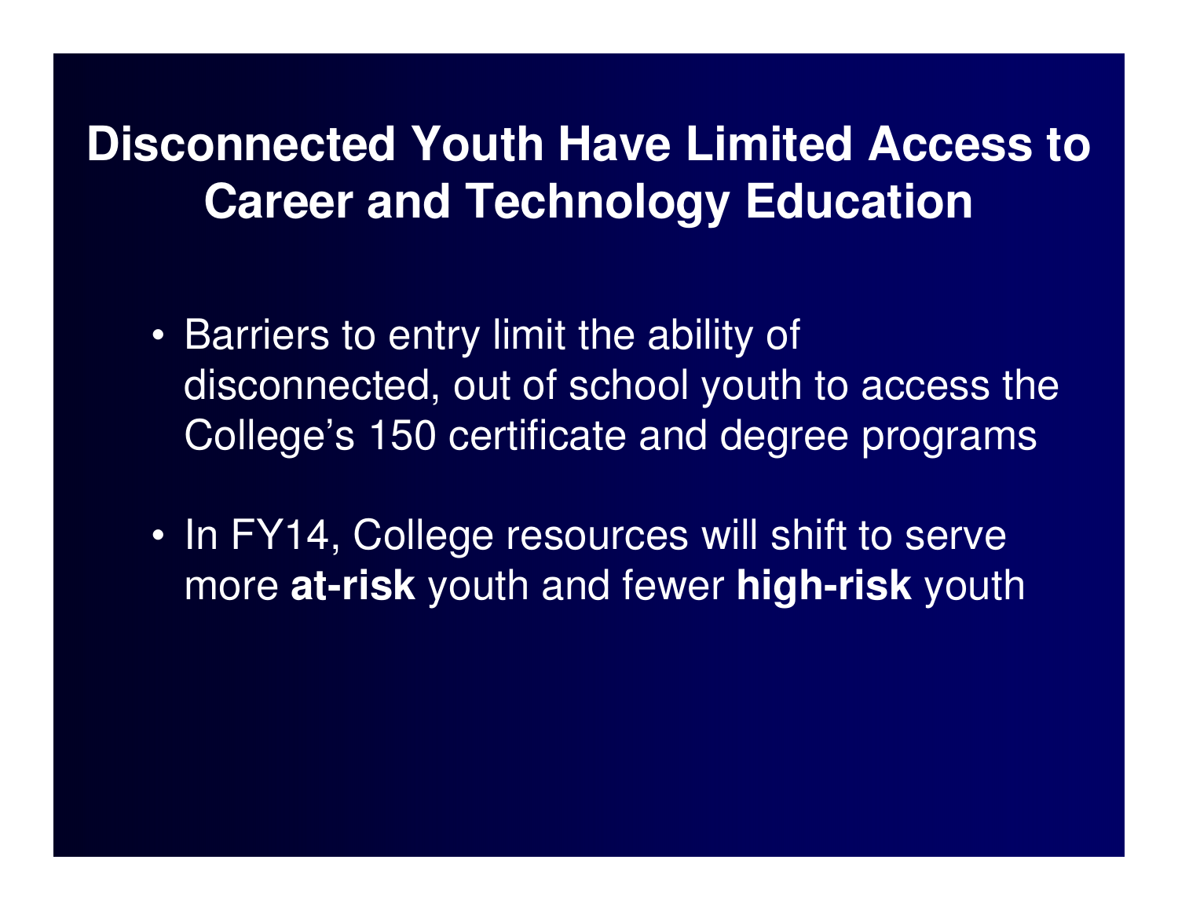# Disconnected Youth Have Limited Access to Career and Technology Education

- Barriers to entry limit the ability of disconnected, out of school youth to access the College's 150 certificate and degree programs

- In FY14, College resources will shift to serve more **at-risk** youth and fewer **high-risk** youth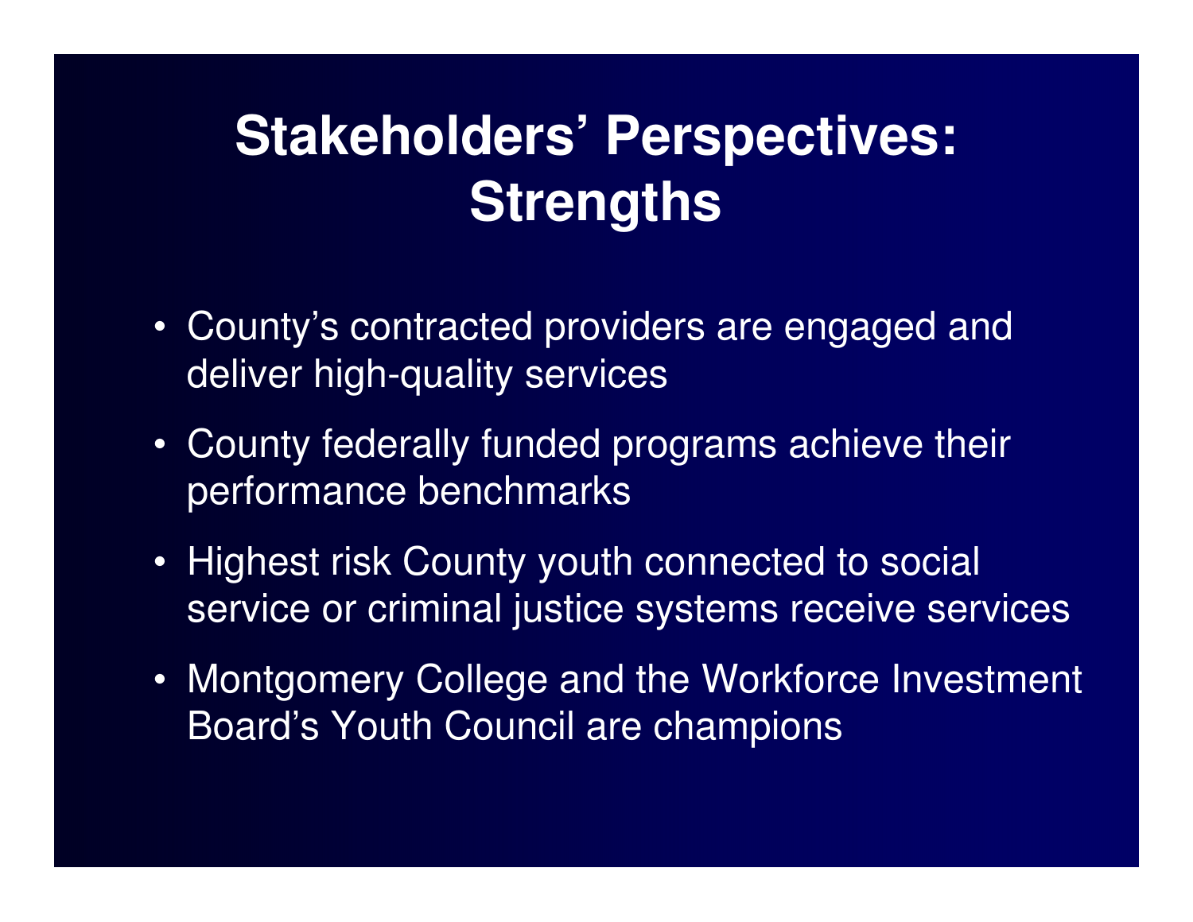# Stakeholders' Perspectives: Strengths

- County's contracted providers are engaged and deliver high-quality services
- County federally funded programs achieve their performance benchmarks
- Highest risk County youth connected to social service or criminal justice systems receive services
- Montgomery College and the Workforce Investment Board's Youth Council are champions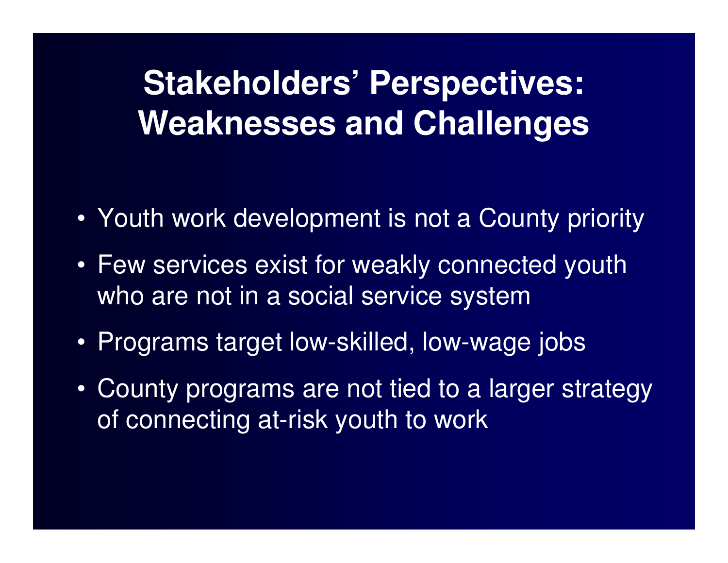# Stakeholders' Perspectives: Weaknesses and Challenges

- Youth work development is not a County priority
- Few services exist for weakly connected youth who are not in a social service system
- Programs target low-skilled, low-wage jobs
- County programs are not tied to a larger strategy of connecting at-risk youth to work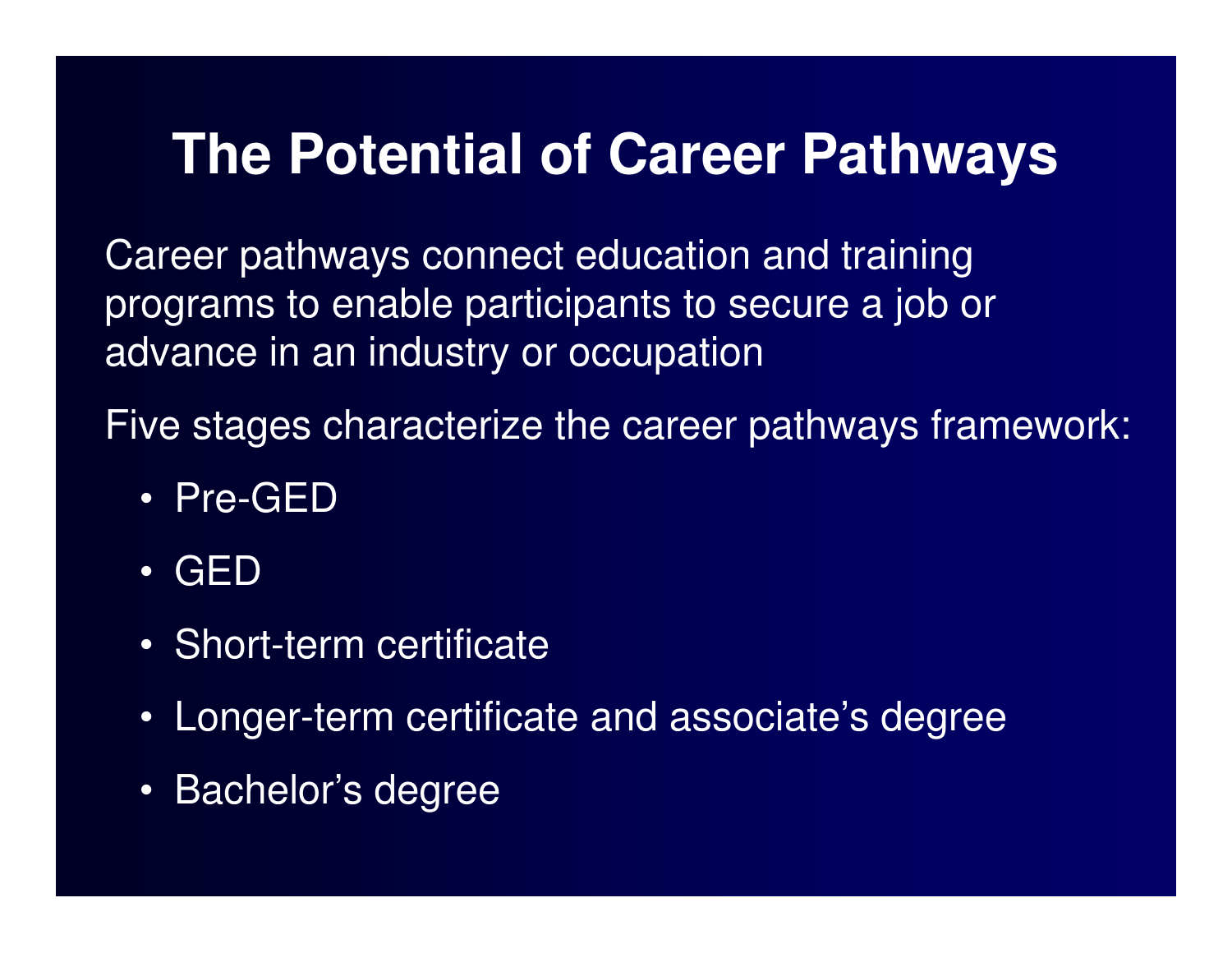# The Potential of Career Pathways

Career pathways connect education and training programs to enable participants to secure a job or advance in an industry or occupation

Five stages characterize the career pathways framework:

- Pre-GED
- GED
- Short-term certificate
- Longer-term certificate and associate's degree
- Bachelor's degree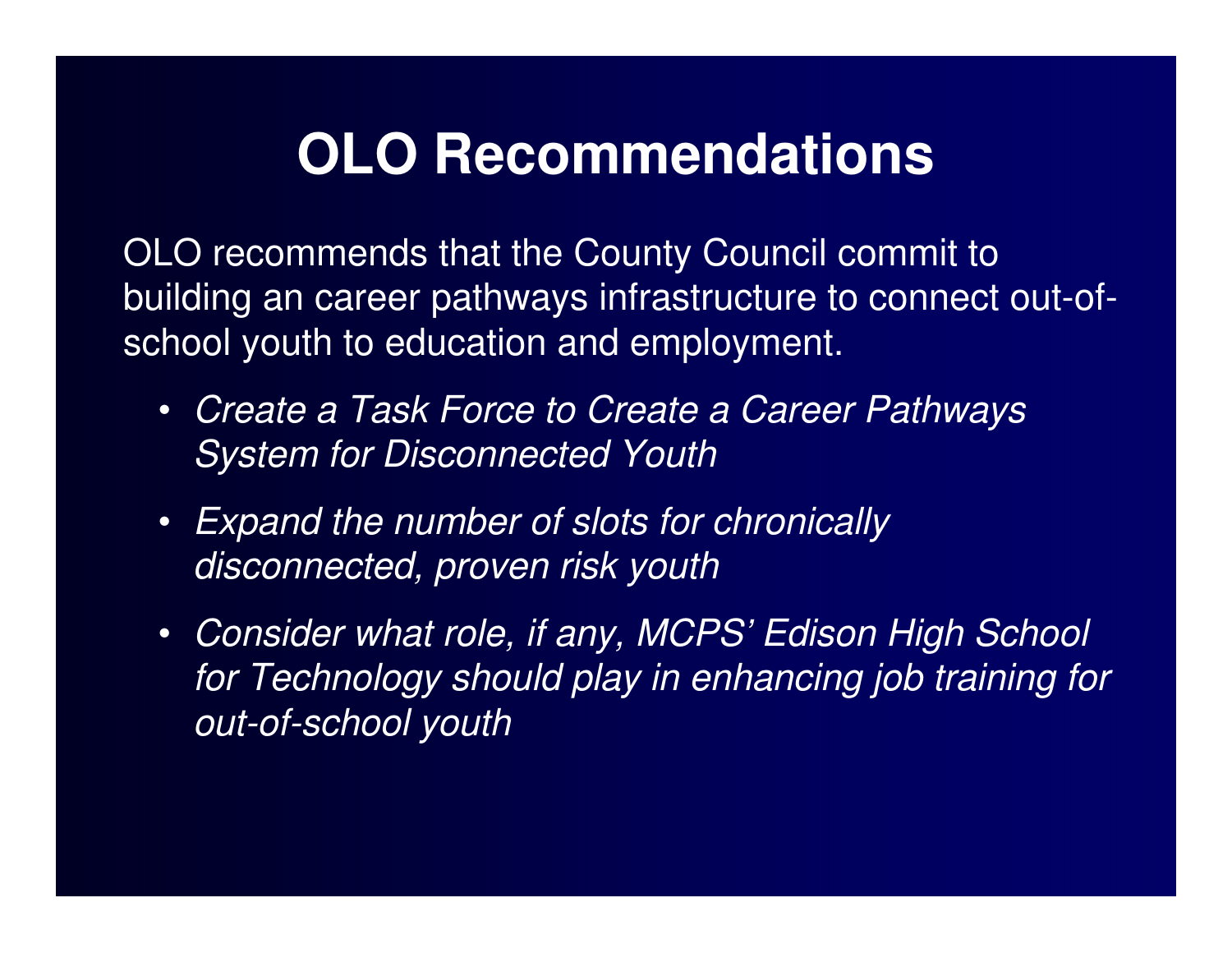# OLO Recommendations

OLO recommends that the County Council commit to building an career pathways infrastructure to connect out-of-school youth to education and employment.

- *Create a Task Force to Create a Career Pathways System for Disconnected Youth*
- *Expand the number of slots for chronically disconnected, proven risk youth*
- *Consider what role, if any, MCPS' Edison High School for Technology should play in enhancing job training for out-of-school youth*